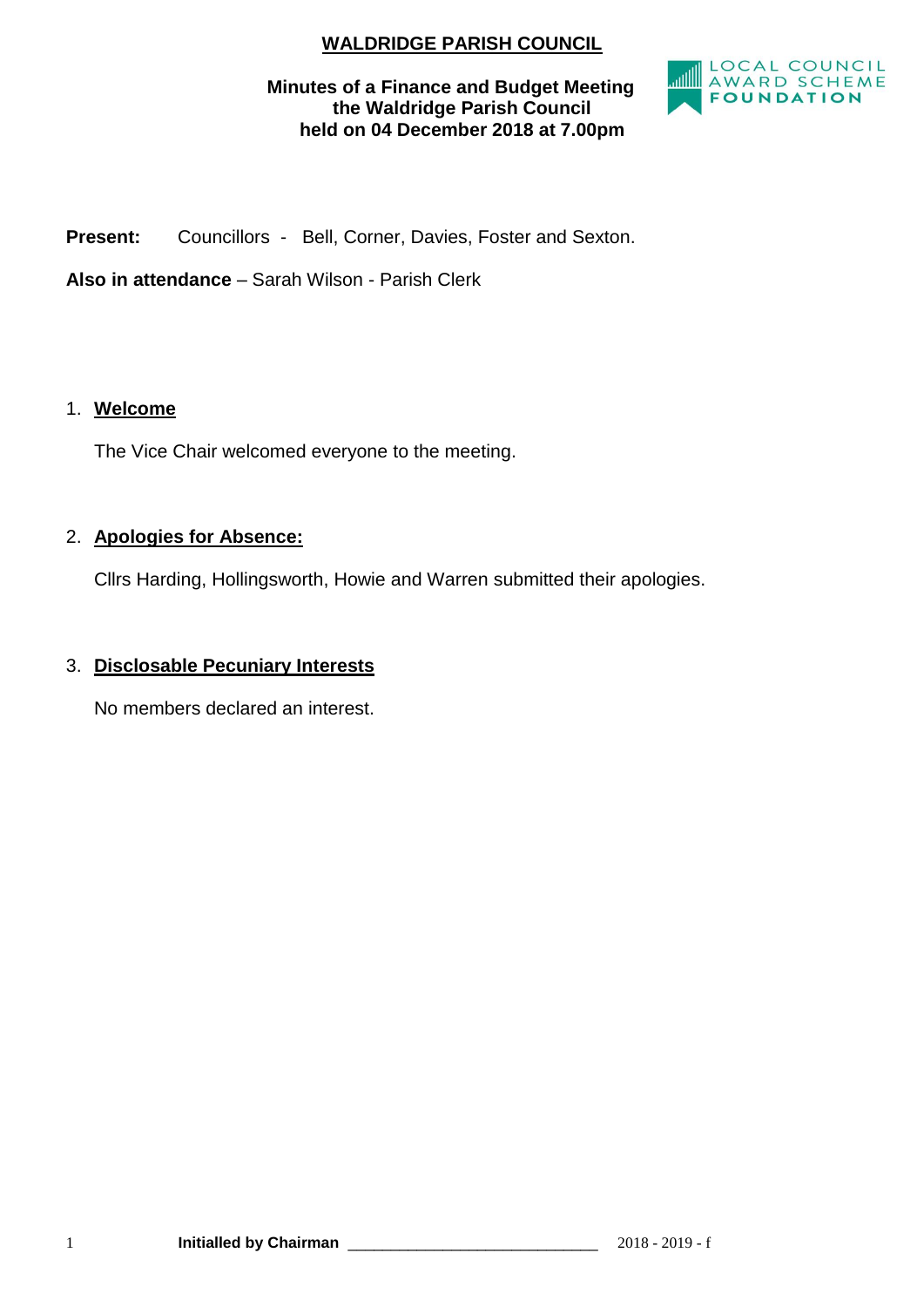# WALDRIDGE PARISH COUNCIL

**Minutes of a Finance and Budget Meeting the Waldridge Parish Council held on 04 December 2018 at 7.00pm**

**Present:** Councillors - Bell, Corner, Davies, Foster and Sexton.

**Also in attendance** – Sarah Wilson - Parish Clerk

1. **Welcome**

   The Vice Chair welcomed everyone to the meeting.

2. **Apologies for Absence:**

   Cllrs Harding, Hollingsworth, Howie and Warren submitted their apologies.

3. **Disclosable Pecuniary Interests**

   No members declared an interest.

**Initialled by Chairman** ______________________________ 2018 - 2019 - f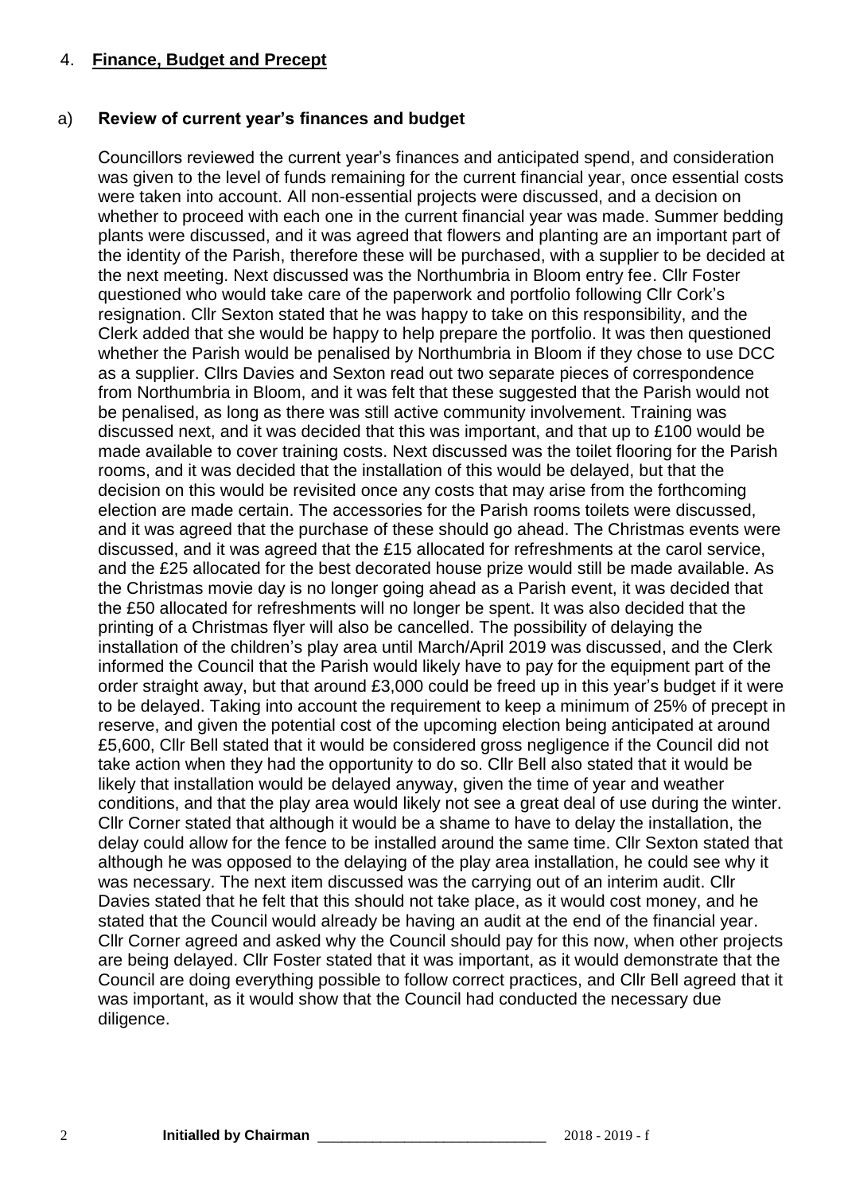## 4. **Finance, Budget and Precept**

### a) **Review of current year's finances and budget**

Councillors reviewed the current year's finances and anticipated spend, and consideration was given to the level of funds remaining for the current financial year, once essential costs were taken into account. All non-essential projects were discussed, and a decision on whether to proceed with each one in the current financial year was made. Summer bedding plants were discussed, and it was agreed that flowers and planting are an important part of the identity of the Parish, therefore these will be purchased, with a supplier to be decided at the next meeting. Next discussed was the Northumbria in Bloom entry fee. Cllr Foster questioned who would take care of the paperwork and portfolio following Cllr Cork's resignation. Cllr Sexton stated that he was happy to take on this responsibility, and the Clerk added that she would be happy to help prepare the portfolio. It was then questioned whether the Parish would be penalised by Northumbria in Bloom if they chose to use DCC as a supplier. Cllrs Davies and Sexton read out two separate pieces of correspondence from Northumbria in Bloom, and it was felt that these suggested that the Parish would not be penalised, as long as there was still active community involvement. Training was discussed next, and it was decided that this was important, and that up to £100 would be made available to cover training costs. Next discussed was the toilet flooring for the Parish rooms, and it was decided that the installation of this would be delayed, but that the decision on this would be revisited once any costs that may arise from the forthcoming election are made certain. The accessories for the Parish rooms toilets were discussed, and it was agreed that the purchase of these should go ahead. The Christmas events were discussed, and it was agreed that the £15 allocated for refreshments at the carol service, and the £25 allocated for the best decorated house prize would still be made available. As the Christmas movie day is no longer going ahead as a Parish event, it was decided that the £50 allocated for refreshments will no longer be spent. It was also decided that the printing of a Christmas flyer will also be cancelled. The possibility of delaying the installation of the children's play area until March/April 2019 was discussed, and the Clerk informed the Council that the Parish would likely have to pay for the equipment part of the order straight away, but that around £3,000 could be freed up in this year's budget if it were to be delayed. Taking into account the requirement to keep a minimum of 25% of precept in reserve, and given the potential cost of the upcoming election being anticipated at around £5,600, Cllr Bell stated that it would be considered gross negligence if the Council did not take action when they had the opportunity to do so. Cllr Bell also stated that it would be likely that installation would be delayed anyway, given the time of year and weather conditions, and that the play area would likely not see a great deal of use during the winter. Cllr Corner stated that although it would be a shame to have to delay the installation, the delay could allow for the fence to be installed around the same time. Cllr Sexton stated that although he was opposed to the delaying of the play area installation, he could see why it was necessary. The next item discussed was the carrying out of an interim audit. Cllr Davies stated that he felt that this should not take place, as it would cost money, and he stated that the Council would already be having an audit at the end of the financial year. Cllr Corner agreed and asked why the Council should pay for this now, when other projects are being delayed. Cllr Foster stated that it was important, as it would demonstrate that the Council are doing everything possible to follow correct practices, and Cllr Bell agreed that it was important, as it would show that the Council had conducted the necessary due diligence.

**Initialled by Chairman** ______________________________ 2018 - 2019 - f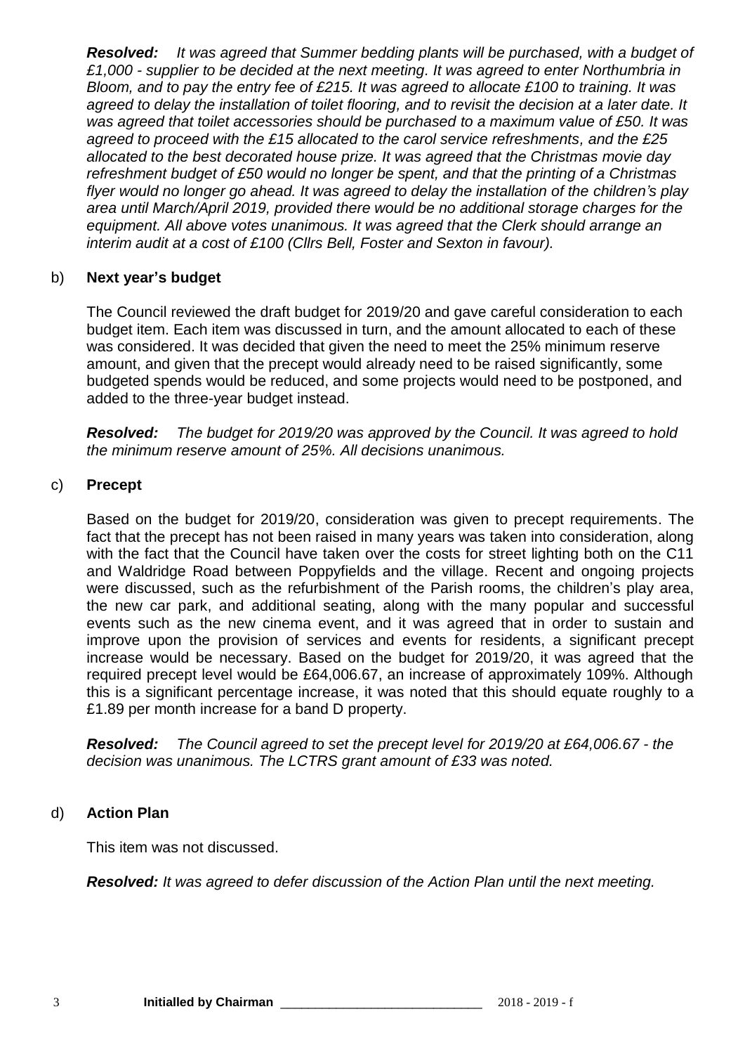***Resolved:*** *It was agreed that Summer bedding plants will be purchased, with a budget of £1,000 - supplier to be decided at the next meeting. It was agreed to enter Northumbria in Bloom, and to pay the entry fee of £215. It was agreed to allocate £100 to training. It was agreed to delay the installation of toilet flooring, and to revisit the decision at a later date. It was agreed that toilet accessories should be purchased to a maximum value of £50. It was agreed to proceed with the £15 allocated to the carol service refreshments, and the £25 allocated to the best decorated house prize. It was agreed that the Christmas movie day refreshment budget of £50 would no longer be spent, and that the printing of a Christmas flyer would no longer go ahead. It was agreed to delay the installation of the children's play area until March/April 2019, provided there would be no additional storage charges for the equipment. All above votes unanimous. It was agreed that the Clerk should arrange an interim audit at a cost of £100 (Cllrs Bell, Foster and Sexton in favour).*

b) **Next year's budget**

The Council reviewed the draft budget for 2019/20 and gave careful consideration to each budget item. Each item was discussed in turn, and the amount allocated to each of these was considered. It was decided that given the need to meet the 25% minimum reserve amount, and given that the precept would already need to be raised significantly, some budgeted spends would be reduced, and some projects would need to be postponed, and added to the three-year budget instead.

***Resolved:*** *The budget for 2019/20 was approved by the Council. It was agreed to hold the minimum reserve amount of 25%. All decisions unanimous.*

c) **Precept**

Based on the budget for 2019/20, consideration was given to precept requirements. The fact that the precept has not been raised in many years was taken into consideration, along with the fact that the Council have taken over the costs for street lighting both on the C11 and Waldridge Road between Poppyfields and the village. Recent and ongoing projects were discussed, such as the refurbishment of the Parish rooms, the children's play area, the new car park, and additional seating, along with the many popular and successful events such as the new cinema event, and it was agreed that in order to sustain and improve upon the provision of services and events for residents, a significant precept increase would be necessary. Based on the budget for 2019/20, it was agreed that the required precept level would be £64,006.67, an increase of approximately 109%. Although this is a significant percentage increase, it was noted that this should equate roughly to a £1.89 per month increase for a band D property.

***Resolved:*** *The Council agreed to set the precept level for 2019/20 at £64,006.67 - the decision was unanimous. The LCTRS grant amount of £33 was noted.*

d) **Action Plan**

This item was not discussed.

***Resolved:*** *It was agreed to defer discussion of the Action Plan until the next meeting.*

**Initialled by Chairman** ______________________________ 2018 - 2019 - f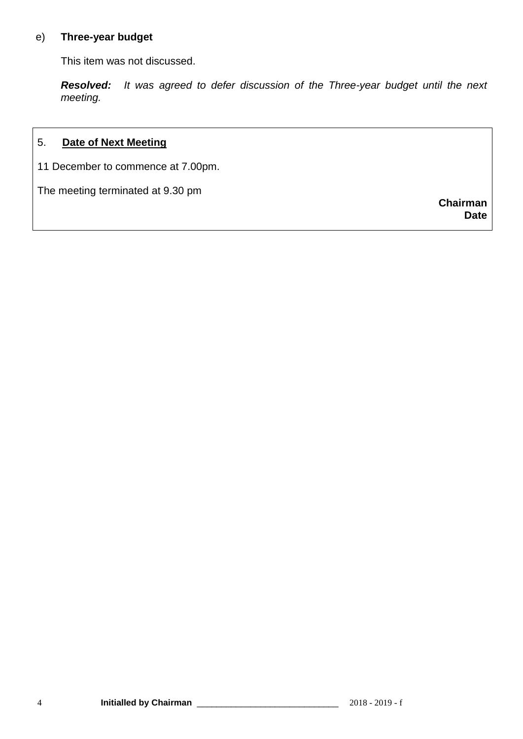e) **Three-year budget**

This item was not discussed.

***Resolved:*** *It was agreed to defer discussion of the Three-year budget until the next meeting.*

5. **Date of Next Meeting**

11 December to commence at 7.00pm.

The meeting terminated at 9.30 pm

**Chairman**
**Date**

**Initialled by Chairman** ______________________________ 2018 - 2019 - f